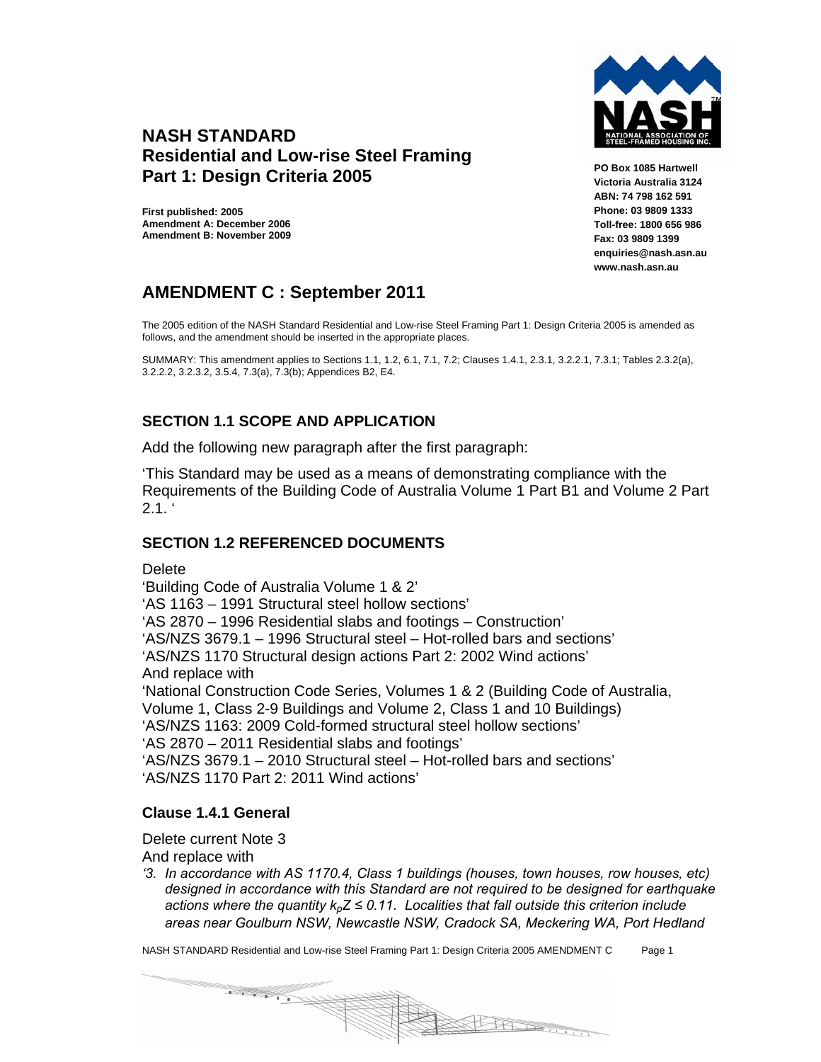# NASH STANDARD
# Residential and Low-rise Steel Framing
# Part 1: Design Criteria 2005

**First published: 2005**
**Amendment A: December 2006**
**Amendment B: November 2009**

**PO Box 1085 Hartwell**
**Victoria Australia 3124**
**ABN: 74 798 162 591**
**Phone: 03 9809 1333**
**Toll-free: 1800 656 986**
**Fax: 03 9809 1399**
**enquiries@nash.asn.au**
**www.nash.asn.au**

## AMENDMENT C : September 2011

The 2005 edition of the NASH Standard Residential and Low-rise Steel Framing Part 1: Design Criteria 2005 is amended as follows, and the amendment should be inserted in the appropriate places.

SUMMARY: This amendment applies to Sections 1.1, 1.2, 6.1, 7.1, 7.2; Clauses 1.4.1, 2.3.1, 3.2.2.1, 7.3.1; Tables 2.3.2(a), 3.2.2.2, 3.2.3.2, 3.5.4, 7.3(a), 7.3(b); Appendices B2, E4.

### SECTION 1.1 SCOPE AND APPLICATION

Add the following new paragraph after the first paragraph:

'This Standard may be used as a means of demonstrating compliance with the Requirements of the Building Code of Australia Volume 1 Part B1 and Volume 2 Part 2.1. '

### SECTION 1.2 REFERENCED DOCUMENTS

Delete
'Building Code of Australia Volume 1 & 2'
'AS 1163 – 1991 Structural steel hollow sections'
'AS 2870 – 1996 Residential slabs and footings – Construction'
'AS/NZS 3679.1 – 1996 Structural steel – Hot-rolled bars and sections'
'AS/NZS 1170 Structural design actions Part 2: 2002 Wind actions'
And replace with
'National Construction Code Series, Volumes 1 & 2 (Building Code of Australia, Volume 1, Class 2-9 Buildings and Volume 2, Class 1 and 10 Buildings)
'AS/NZS 1163: 2009 Cold-formed structural steel hollow sections'
'AS 2870 – 2011 Residential slabs and footings'
'AS/NZS 3679.1 – 2010 Structural steel – Hot-rolled bars and sections'
'AS/NZS 1170 Part 2: 2011 Wind actions'

### Clause 1.4.1 General

Delete current Note 3
And replace with

*'3. In accordance with AS 1170.4, Class 1 buildings (houses, town houses, row houses, etc) designed in accordance with this Standard are not required to be designed for earthquake actions where the quantity $k_pZ \leq 0.11$. Localities that fall outside this criterion include areas near Goulburn NSW, Newcastle NSW, Cradock SA, Meckering WA, Port Hedland*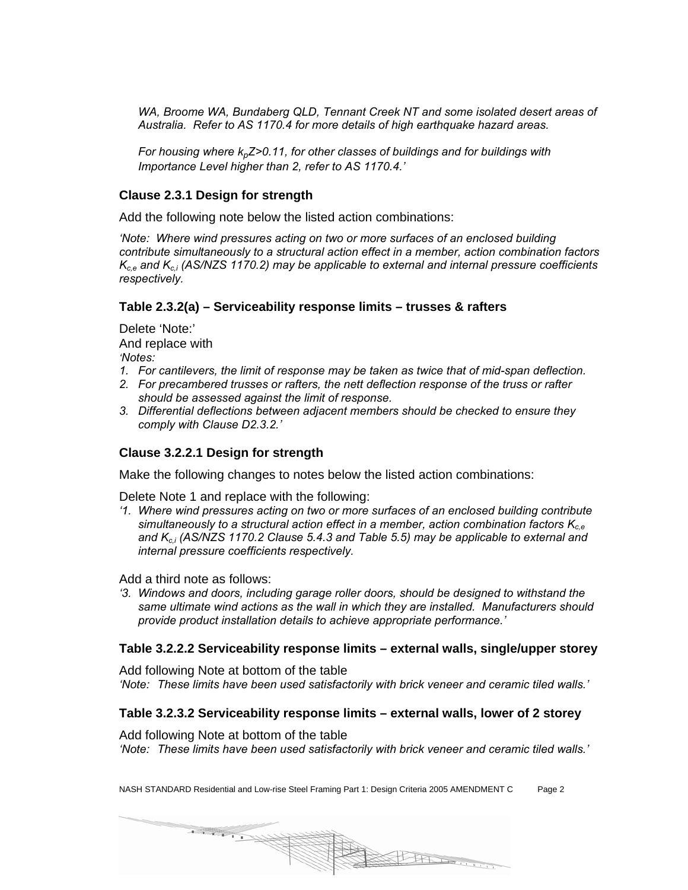*WA, Broome WA, Bundaberg QLD, Tennant Creek NT and some isolated desert areas of Australia. Refer to AS 1170.4 for more details of high earthquake hazard areas.*

*For housing where $k_pZ>0.11$, for other classes of buildings and for buildings with Importance Level higher than 2, refer to AS 1170.4.'*

### Clause 2.3.1 Design for strength

Add the following note below the listed action combinations:

*'Note: Where wind pressures acting on two or more surfaces of an enclosed building contribute simultaneously to a structural action effect in a member, action combination factors $K_{c,e}$ and $K_{c,i}$ (AS/NZS 1170.2) may be applicable to external and internal pressure coefficients respectively.*

### Table 2.3.2(a) – Serviceability response limits – trusses & rafters

Delete 'Note:'
And replace with
*'Notes:*

1. *For cantilevers, the limit of response may be taken as twice that of mid-span deflection.*
2. *For precambered trusses or rafters, the nett deflection response of the truss or rafter should be assessed against the limit of response.*
3. *Differential deflections between adjacent members should be checked to ensure they comply with Clause D2.3.2.'*

### Clause 3.2.2.1 Design for strength

Make the following changes to notes below the listed action combinations:

Delete Note 1 and replace with the following:

*'1. Where wind pressures acting on two or more surfaces of an enclosed building contribute simultaneously to a structural action effect in a member, action combination factors $K_{c,e}$ and $K_{c,i}$ (AS/NZS 1170.2 Clause 5.4.3 and Table 5.5) may be applicable to external and internal pressure coefficients respectively.*

Add a third note as follows:

*'3. Windows and doors, including garage roller doors, should be designed to withstand the same ultimate wind actions as the wall in which they are installed. Manufacturers should provide product installation details to achieve appropriate performance.'*

### Table 3.2.2.2 Serviceability response limits – external walls, single/upper storey

Add following Note at bottom of the table
*'Note: These limits have been used satisfactorily with brick veneer and ceramic tiled walls.'*

### Table 3.2.3.2 Serviceability response limits – external walls, lower of 2 storey

Add following Note at bottom of the table
*'Note: These limits have been used satisfactorily with brick veneer and ceramic tiled walls.'*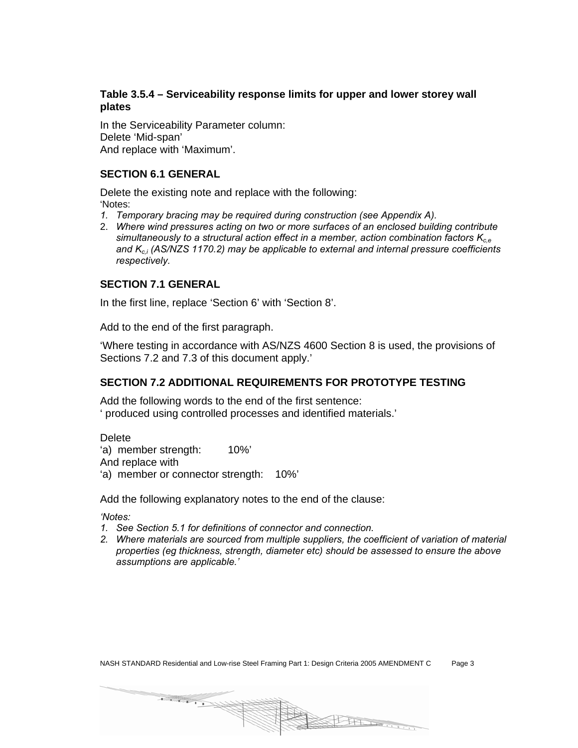**Table 3.5.4 – Serviceability response limits for upper and lower storey wall plates**

In the Serviceability Parameter column:
Delete 'Mid-span'
And replace with 'Maximum'.

**SECTION 6.1 GENERAL**

Delete the existing note and replace with the following:
'Notes:

1. *Temporary bracing may be required during construction (see Appendix A).*
2. *Where wind pressures acting on two or more surfaces of an enclosed building contribute simultaneously to a structural action effect in a member, action combination factors $K_{c,e}$ and $K_{c,i}$ (AS/NZS 1170.2) may be applicable to external and internal pressure coefficients respectively.*

**SECTION 7.1 GENERAL**

In the first line, replace 'Section 6' with 'Section 8'.

Add to the end of the first paragraph.

'Where testing in accordance with AS/NZS 4600 Section 8 is used, the provisions of Sections 7.2 and 7.3 of this document apply.'

**SECTION 7.2 ADDITIONAL REQUIREMENTS FOR PROTOTYPE TESTING**

Add the following words to the end of the first sentence:
' produced using controlled processes and identified materials.'

Delete
'a) member strength: 10%'
And replace with
'a) member or connector strength: 10%'

Add the following explanatory notes to the end of the clause:

*'Notes:*

1. *See Section 5.1 for definitions of connector and connection.*
2. *Where materials are sourced from multiple suppliers, the coefficient of variation of material properties (eg thickness, strength, diameter etc) should be assessed to ensure the above assumptions are applicable.'*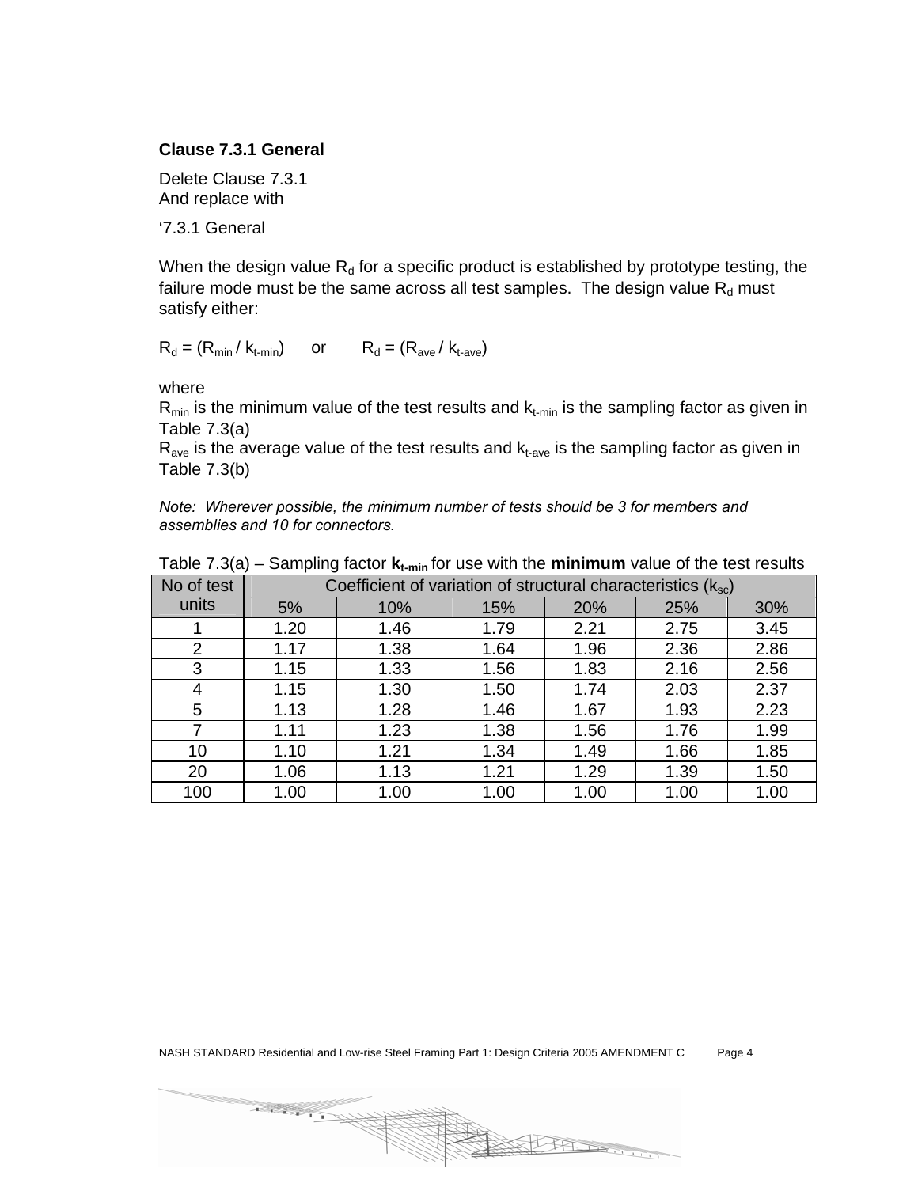**Clause 7.3.1 General**

Delete Clause 7.3.1
And replace with

'7.3.1 General

When the design value $R_d$ for a specific product is established by prototype testing, the failure mode must be the same across all test samples. The design value $R_d$ must satisfy either:

$R_d = (R_{min} / k_{t\text{-}min})$ or $R_d = (R_{ave} / k_{t\text{-}ave})$

where
$R_{min}$ is the minimum value of the test results and $k_{t\text{-}min}$ is the sampling factor as given in Table 7.3(a)
$R_{ave}$ is the average value of the test results and $k_{t\text{-}ave}$ is the sampling factor as given in Table 7.3(b)

*Note: Wherever possible, the minimum number of tests should be 3 for members and assemblies and 10 for connectors.*

Table 7.3(a) – Sampling factor $\mathbf{k_{t\text{-}min}}$ for use with the **minimum** value of the test results

| No of test units | Coefficient of variation of structural characteristics ($k_{sc}$) | | | | | |
|---|---|---|---|---|---|---|
| | 5% | 10% | 15% | 20% | 25% | 30% |
| 1 | 1.20 | 1.46 | 1.79 | 2.21 | 2.75 | 3.45 |
| 2 | 1.17 | 1.38 | 1.64 | 1.96 | 2.36 | 2.86 |
| 3 | 1.15 | 1.33 | 1.56 | 1.83 | 2.16 | 2.56 |
| 4 | 1.15 | 1.30 | 1.50 | 1.74 | 2.03 | 2.37 |
| 5 | 1.13 | 1.28 | 1.46 | 1.67 | 1.93 | 2.23 |
| 7 | 1.11 | 1.23 | 1.38 | 1.56 | 1.76 | 1.99 |
| 10 | 1.10 | 1.21 | 1.34 | 1.49 | 1.66 | 1.85 |
| 20 | 1.06 | 1.13 | 1.21 | 1.29 | 1.39 | 1.50 |
| 100 | 1.00 | 1.00 | 1.00 | 1.00 | 1.00 | 1.00 |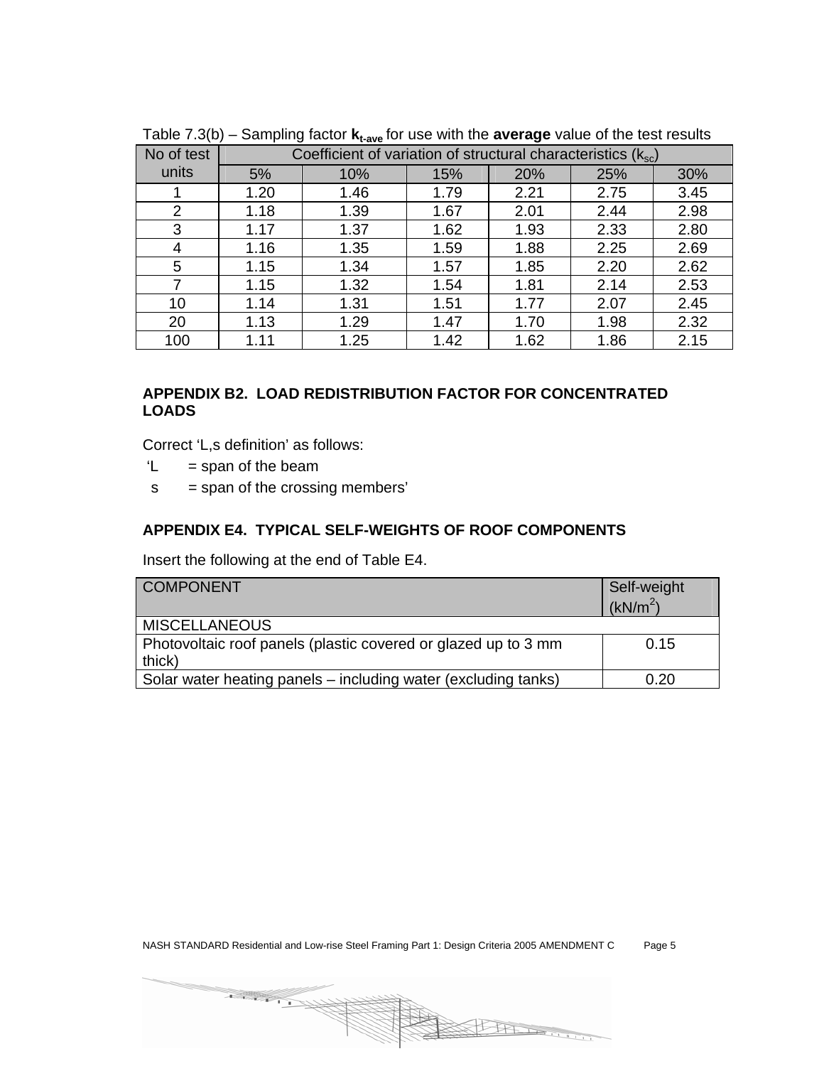Table 7.3(b) – Sampling factor $k_{t\text{-}ave}$ for use with the **average** value of the test results

| No of test units | Coefficient of variation of structural characteristics ($k_{sc}$) | | | | | |
|---|---|---|---|---|---|---|
| | 5% | 10% | 15% | 20% | 25% | 30% |
| 1 | 1.20 | 1.46 | 1.79 | 2.21 | 2.75 | 3.45 |
| 2 | 1.18 | 1.39 | 1.67 | 2.01 | 2.44 | 2.98 |
| 3 | 1.17 | 1.37 | 1.62 | 1.93 | 2.33 | 2.80 |
| 4 | 1.16 | 1.35 | 1.59 | 1.88 | 2.25 | 2.69 |
| 5 | 1.15 | 1.34 | 1.57 | 1.85 | 2.20 | 2.62 |
| 7 | 1.15 | 1.32 | 1.54 | 1.81 | 2.14 | 2.53 |
| 10 | 1.14 | 1.31 | 1.51 | 1.77 | 2.07 | 2.45 |
| 20 | 1.13 | 1.29 | 1.47 | 1.70 | 1.98 | 2.32 |
| 100 | 1.11 | 1.25 | 1.42 | 1.62 | 1.86 | 2.15 |

### APPENDIX B2. LOAD REDISTRIBUTION FACTOR FOR CONCENTRATED LOADS

Correct 'L,s definition' as follows:

'L = span of the beam

s = span of the crossing members'

### APPENDIX E4. TYPICAL SELF-WEIGHTS OF ROOF COMPONENTS

Insert the following at the end of Table E4.

| COMPONENT | Self-weight (kN/m$^2$) |
|---|---|
| MISCELLANEOUS | |
| Photovoltaic roof panels (plastic covered or glazed up to 3 mm thick) | 0.15 |
| Solar water heating panels – including water (excluding tanks) | 0.20 |